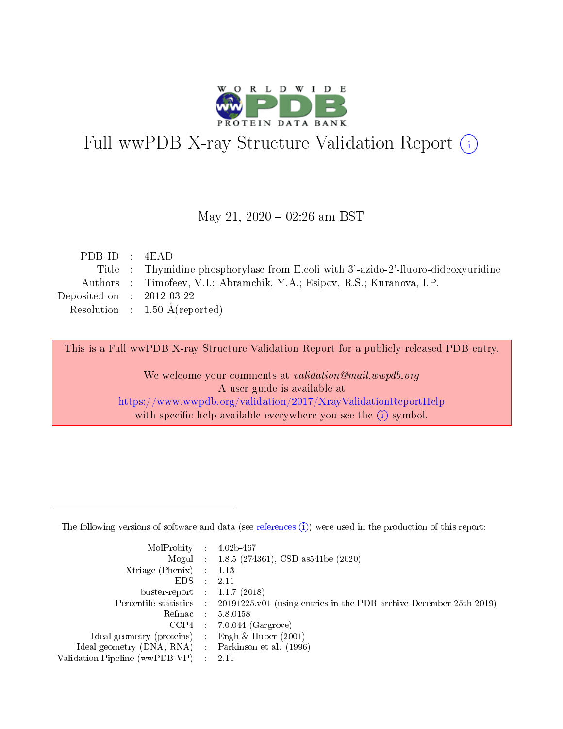# Full wwPDB X-ray Structure Validation Report (i)

May 21, 2020 – 02:26 am BST

| | | |
|---|---|---|
| PDB ID | : | 4EAD |
| Title | : | Thymidine phosphorylase from E.coli with 3'-azido-2'-fluoro-dideoxyuridine |
| Authors | : | Timofeev, V.I.; Abramchik, Y.A.; Esipov, R.S.; Kuranova, I.P. |
| Deposited on | : | 2012-03-22 |
| Resolution | : | 1.50 Å(reported) |

This is a Full wwPDB X-ray Structure Validation Report for a publicly released PDB entry.

We welcome your comments at *validation@mail.wwpdb.org*
A user guide is available at
https://www.wwpdb.org/validation/2017/XrayValidationReportHelp
with specific help available everywhere you see the (i) symbol.

---

The following versions of software and data (see references (i)) were used in the production of this report:

| | | |
|---|---|---|
| MolProbity | : | 4.02b-467 |
| Mogul | : | 1.8.5 (274361), CSD as541be (2020) |
| Xtriage (Phenix) | : | 1.13 |
| EDS | : | 2.11 |
| buster-report | : | 1.1.7 (2018) |
| Percentile statistics | : | 20191225.v01 (using entries in the PDB archive December 25th 2019) |
| Refmac | : | 5.8.0158 |
| CCP4 | : | 7.0.044 (Gargrove) |
| Ideal geometry (proteins) | : | Engh & Huber (2001) |
| Ideal geometry (DNA, RNA) | : | Parkinson et al. (1996) |
| Validation Pipeline (wwPDB-VP) | : | 2.11 |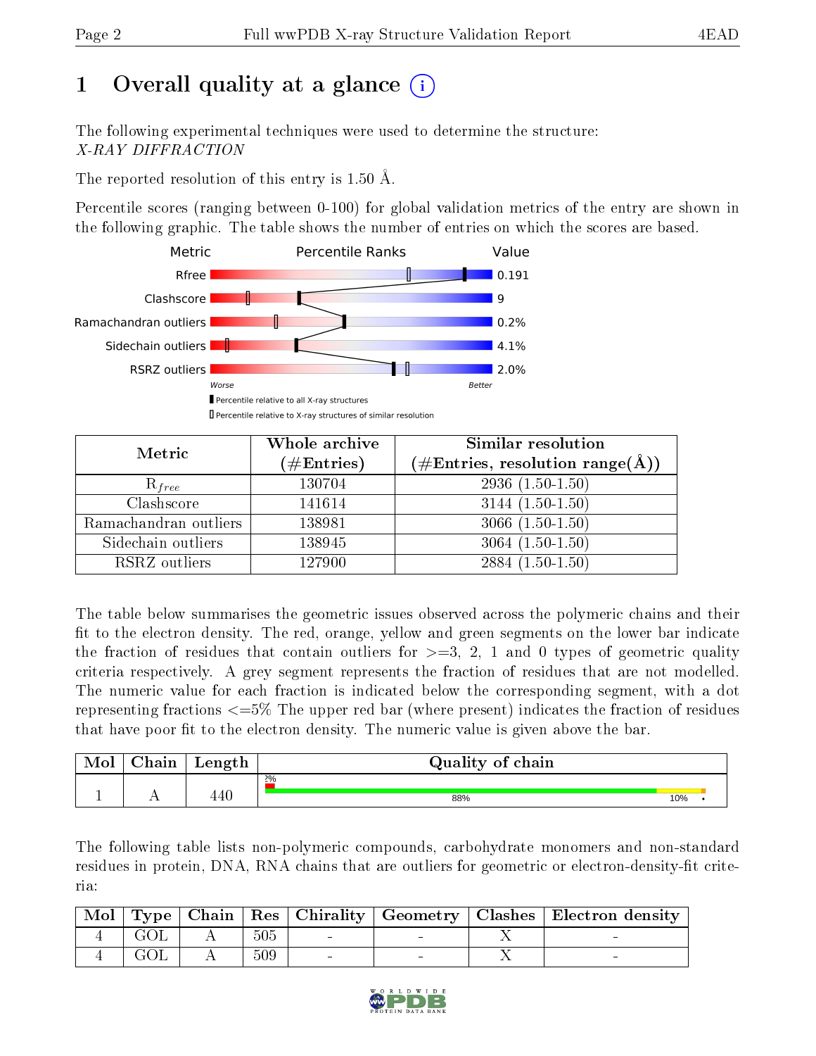# 1 Overall quality at a glance

The following experimental techniques were used to determine the structure:
*X-RAY DIFFRACTION*

The reported resolution of this entry is 1.50 Å.

Percentile scores (ranging between 0-100) for global validation metrics of the entry are shown in the following graphic. The table shows the number of entries on which the scores are based.

| Metric | Value |
|---|---|
| Rfree | 0.191 |
| Clashscore | 9 |
| Ramachandran outliers | 0.2% |
| Sidechain outliers | 4.1% |
| RSRZ outliers | 2.0% |

| Metric | Whole archive (#Entries) | Similar resolution (#Entries, resolution range(Å)) |
|---|---|---|
| $R_{free}$ | 130704 | 2936 (1.50-1.50) |
| Clashscore | 141614 | 3144 (1.50-1.50) |
| Ramachandran outliers | 138981 | 3066 (1.50-1.50) |
| Sidechain outliers | 138945 | 3064 (1.50-1.50) |
| RSRZ outliers | 127900 | 2884 (1.50-1.50) |

The table below summarises the geometric issues observed across the polymeric chains and their fit to the electron density. The red, orange, yellow and green segments on the lower bar indicate the fraction of residues that contain outliers for >=3, 2, 1 and 0 types of geometric quality criteria respectively. A grey segment represents the fraction of residues that are not modelled. The numeric value for each fraction is indicated below the corresponding segment, with a dot representing fractions <=5% The upper red bar (where present) indicates the fraction of residues that have poor fit to the electron density. The numeric value is given above the bar.

| Mol | Chain | Length | Quality of chain |
|---|---|---|---|
| 1 | A | 440 | 2% / 88% / 10% / • |

The following table lists non-polymeric compounds, carbohydrate monomers and non-standard residues in protein, DNA, RNA chains that are outliers for geometric or electron-density-fit criteria:

| Mol | Type | Chain | Res | Chirality | Geometry | Clashes | Electron density |
|---|---|---|---|---|---|---|---|
| 4 | GOL | A | 505 | - | - | X | - |
| 4 | GOL | A | 509 | - | - | X | - |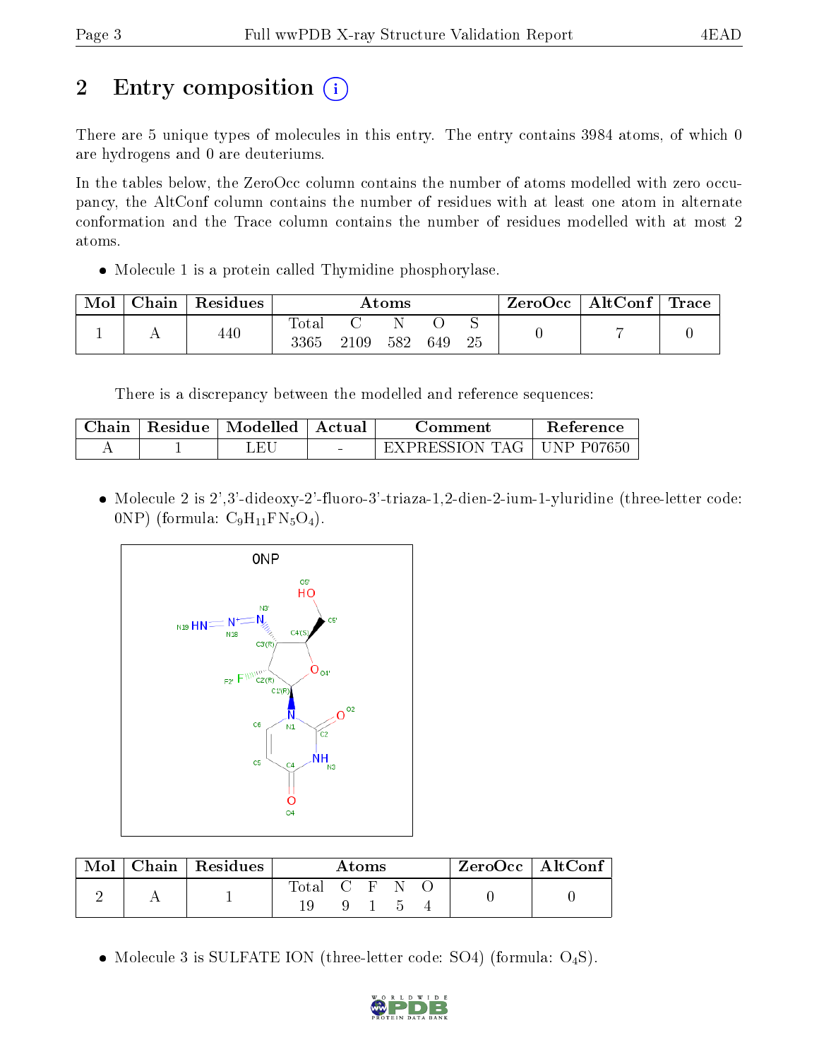# 2 Entry composition

There are 5 unique types of molecules in this entry. The entry contains 3984 atoms, of which 0 are hydrogens and 0 are deuteriums.

In the tables below, the ZeroOcc column contains the number of atoms modelled with zero occupancy, the AltConf column contains the number of residues with at least one atom in alternate conformation and the Trace column contains the number of residues modelled with at most 2 atoms.

- Molecule 1 is a protein called Thymidine phosphorylase.

| Mol | Chain | Residues | Atoms | | | | | ZeroOcc | AltConf | Trace |
|---|---|---|---|---|---|---|---|---|---|---|
| 1 | A | 440 | Total 3365 | C 2109 | N 582 | O 649 | S 25 | 0 | 7 | 0 |

There is a discrepancy between the modelled and reference sequences:

| Chain | Residue | Modelled | Actual | Comment | Reference |
|---|---|---|---|---|---|
| A | 1 | LEU | - | EXPRESSION TAG | UNP P07650 |

- Molecule 2 is 2',3'-dideoxy-2'-fluoro-3'-triaza-1,2-dien-2-ium-1-yluridine (three-letter code: 0NP) (formula: $C_9H_{11}FN_5O_4$).

| Mol | Chain | Residues | Atoms | | | | | ZeroOcc | AltConf |
|---|---|---|---|---|---|---|---|---|---|
| 2 | A | 1 | Total 19 | C 9 | F 1 | N 5 | O 4 | 0 | 0 |

- Molecule 3 is SULFATE ION (three-letter code: SO4) (formula: $O_4S$).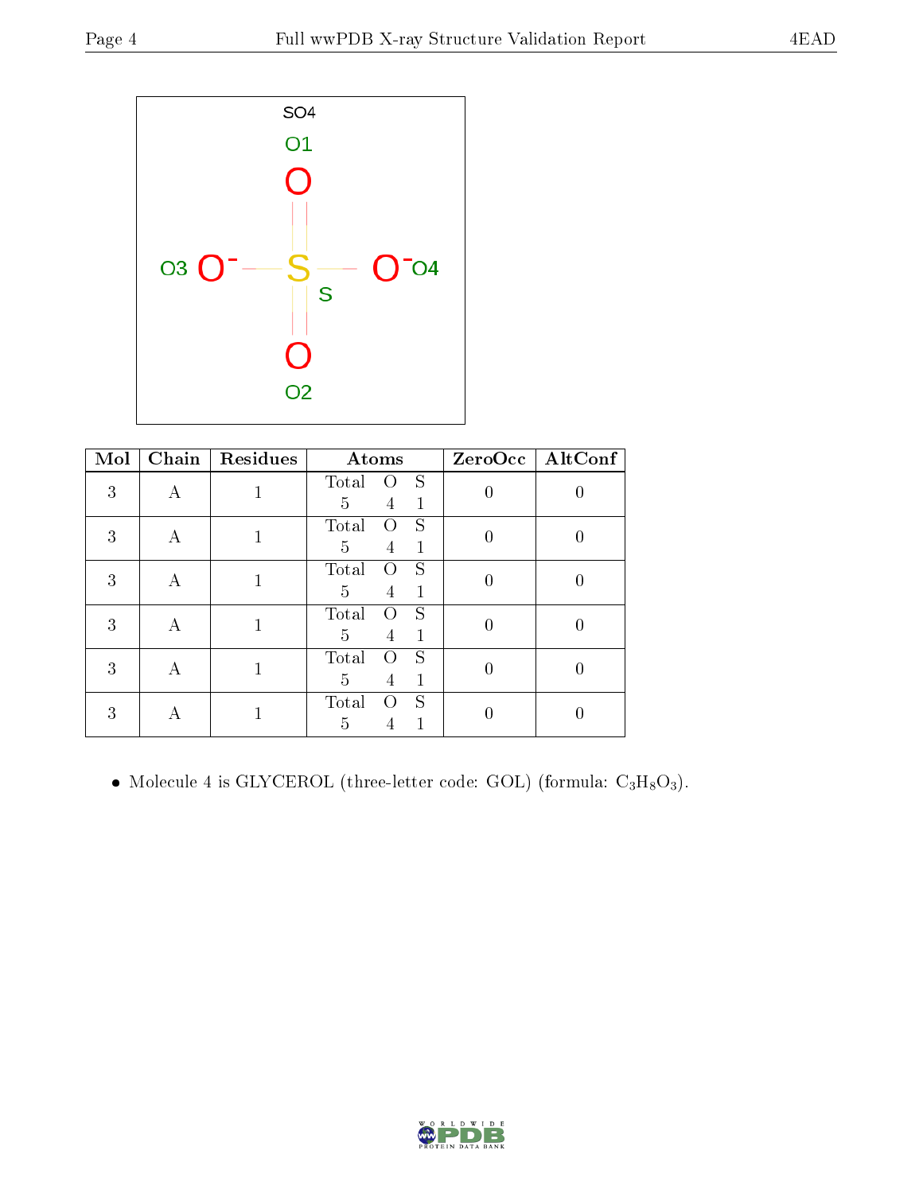| Mol | Chain | Residues | Atoms | ZeroOcc | AltConf |
|---|---|---|---|---|---|
| 3 | A | 1 | Total O S<br>5 4 1 | 0 | 0 |
| 3 | A | 1 | Total O S<br>5 4 1 | 0 | 0 |
| 3 | A | 1 | Total O S<br>5 4 1 | 0 | 0 |
| 3 | A | 1 | Total O S<br>5 4 1 | 0 | 0 |
| 3 | A | 1 | Total O S<br>5 4 1 | 0 | 0 |
| 3 | A | 1 | Total O S<br>5 4 1 | 0 | 0 |

- Molecule 4 is GLYCEROL (three-letter code: GOL) (formula: $C_3H_8O_3$).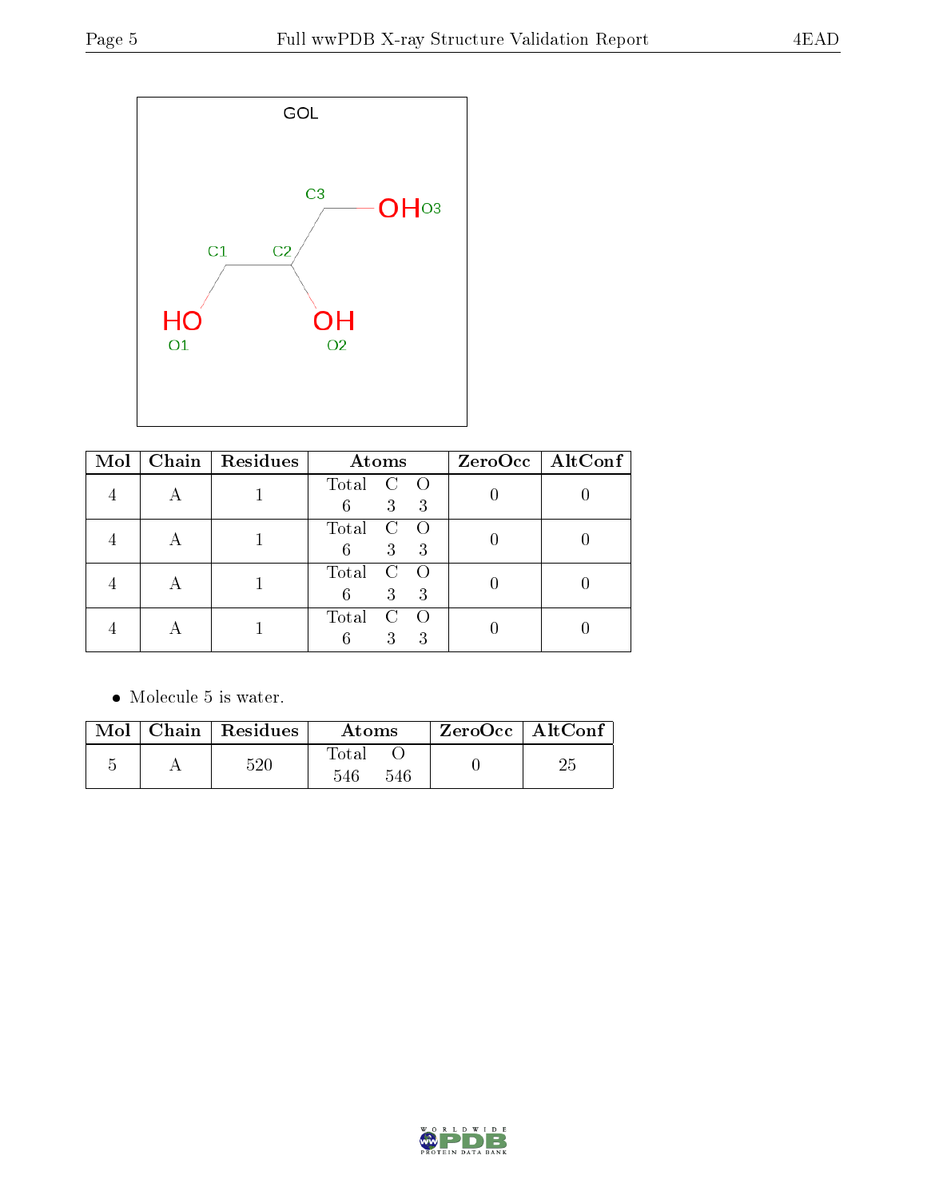GOL

| Mol | Chain | Residues | Atoms | | | ZeroOcc | AltConf |
|---|---|---|---|---|---|---|---|
| | | | Total | C | O | | |
| 4 | A | 1 | 6 | 3 | 3 | 0 | 0 |
| 4 | A | 1 | 6 | 3 | 3 | 0 | 0 |
| 4 | A | 1 | 6 | 3 | 3 | 0 | 0 |
| 4 | A | 1 | 6 | 3 | 3 | 0 | 0 |

- Molecule 5 is water.

| Mol | Chain | Residues | Atoms | | ZeroOcc | AltConf |
|---|---|---|---|---|---|---|
| | | | Total | O | | |
| 5 | A | 520 | 546 | 546 | 0 | 25 |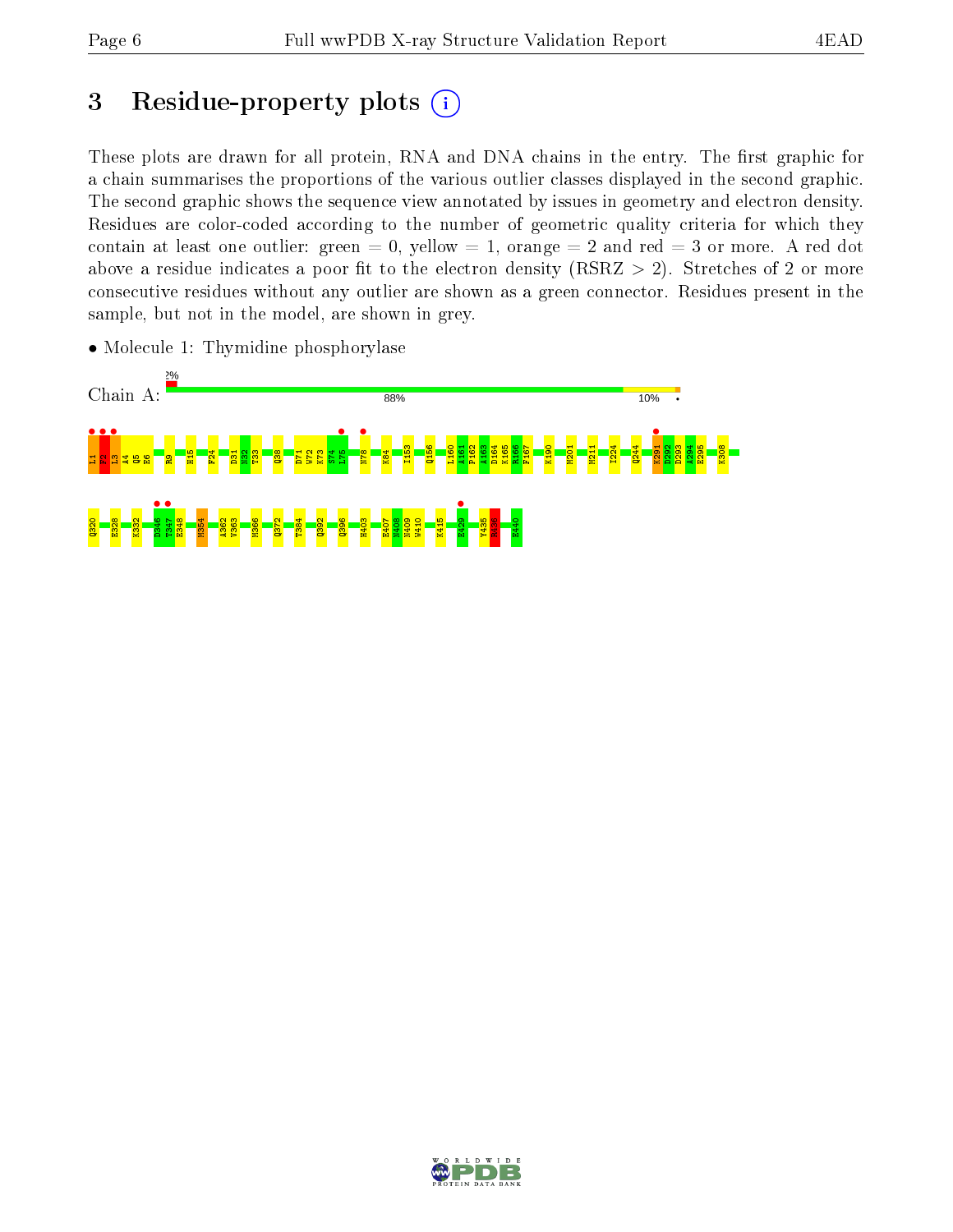# 3 Residue-property plots

These plots are drawn for all protein, RNA and DNA chains in the entry. The first graphic for a chain summarises the proportions of the various outlier classes displayed in the second graphic. The second graphic shows the sequence view annotated by issues in geometry and electron density. Residues are color-coded according to the number of geometric quality criteria for which they contain at least one outlier: green = 0, yellow = 1, orange = 2 and red = 3 or more. A red dot above a residue indicates a poor fit to the electron density (RSRZ > 2). Stretches of 2 or more consecutive residues without any outlier are shown as a green connector. Residues present in the sample, but not in the model, are shown in grey.

- Molecule 1: Thymidine phosphorylase

Chain A: 2% | 88% | 10% | •

L1 P2 L3 A4 Q5 E6 R9 H15 F24 D31 N32 T33 Q38 D71 W72 K73 S74 L75 N78 K84 I153 Q156 L160 A161 P162 A163 D164 K165 R166 F167 K190 M201 M211 I224 Q244 K291 D292 D293 A294 E295 K308

Q320 E328 K332 D346 T347 E348 M354 A362 V363 M366 Q372 T384 Q392 Q396 H403 E407 N408 N409 W410 K415 E429 V435 K436 E440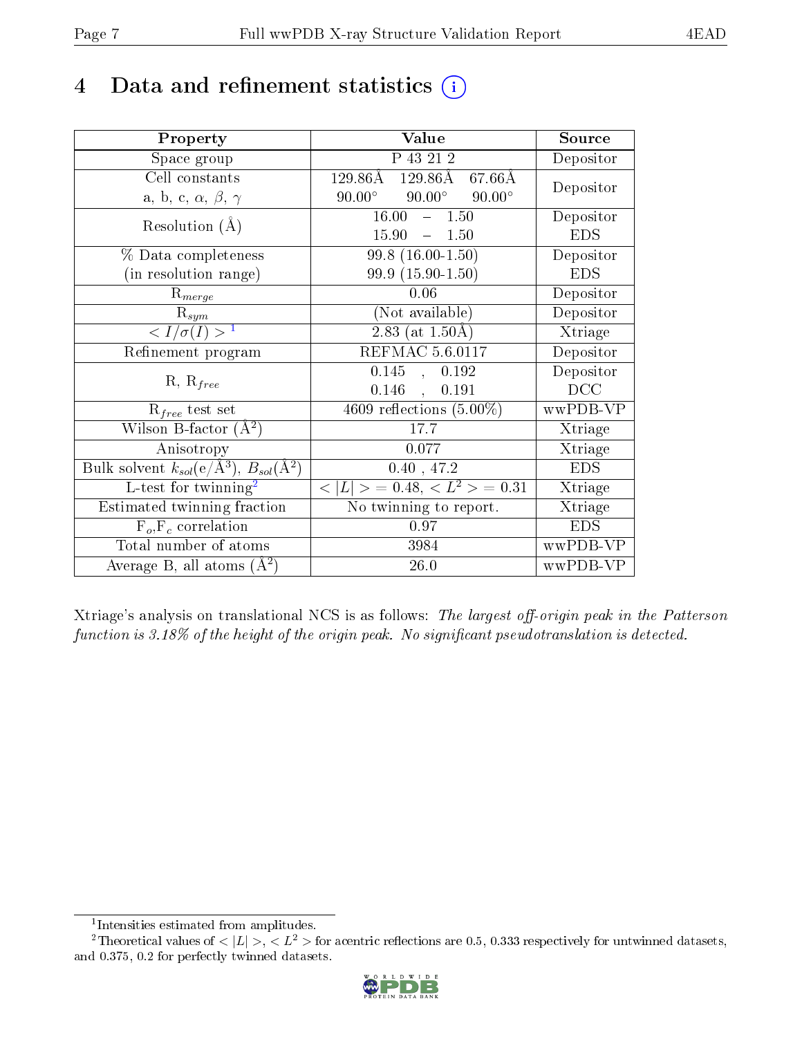# 4 Data and refinement statistics

| Property | Value | Source |
|---|---|---|
| Space group | P 43 21 2 | Depositor |
| Cell constants<br>a, b, c, $\alpha$, $\beta$, $\gamma$ | 129.86Å 129.86Å 67.66Å<br>90.00° 90.00° 90.00° | Depositor |
| Resolution (Å) | 16.00 – 1.50<br>15.90 – 1.50 | Depositor<br>EDS |
| % Data completeness<br>(in resolution range) | 99.8 (16.00-1.50)<br>99.9 (15.90-1.50) | Depositor<br>EDS |
| $R_{merge}$ | 0.06 | Depositor |
| $R_{sym}$ | (Not available) | Depositor |
| $< I/\sigma(I) >$ [1] | 2.83 (at 1.50Å) | Xtriage |
| Refinement program | REFMAC 5.6.0117 | Depositor |
| R, $R_{free}$ | 0.145 , 0.192<br>0.146 , 0.191 | Depositor<br>DCC |
| $R_{free}$ test set | 4609 reflections (5.00%) | wwPDB-VP |
| Wilson B-factor (Å$^2$) | 17.7 | Xtriage |
| Anisotropy | 0.077 | Xtriage |
| Bulk solvent $k_{sol}$(e/Å$^3$), $B_{sol}$(Å$^2$) | 0.40 , 47.2 | EDS |
| L-test for twinning[2] | $< \|L\| >$ = 0.48, $< L^2 >$ = 0.31 | Xtriage |
| Estimated twinning fraction | No twinning to report. | Xtriage |
| $F_o$,$F_c$ correlation | 0.97 | EDS |
| Total number of atoms | 3984 | wwPDB-VP |
| Average B, all atoms (Å$^2$) | 26.0 | wwPDB-VP |

Xtriage's analysis on translational NCS is as follows: *The largest off-origin peak in the Patterson function is 3.18% of the height of the origin peak. No significant pseudotranslation is detected.*

[1] Intensities estimated from amplitudes.

[2] Theoretical values of $< |L| >$, $< L^2 >$ for acentric reflections are 0.5, 0.333 respectively for untwinned datasets, and 0.375, 0.2 for perfectly twinned datasets.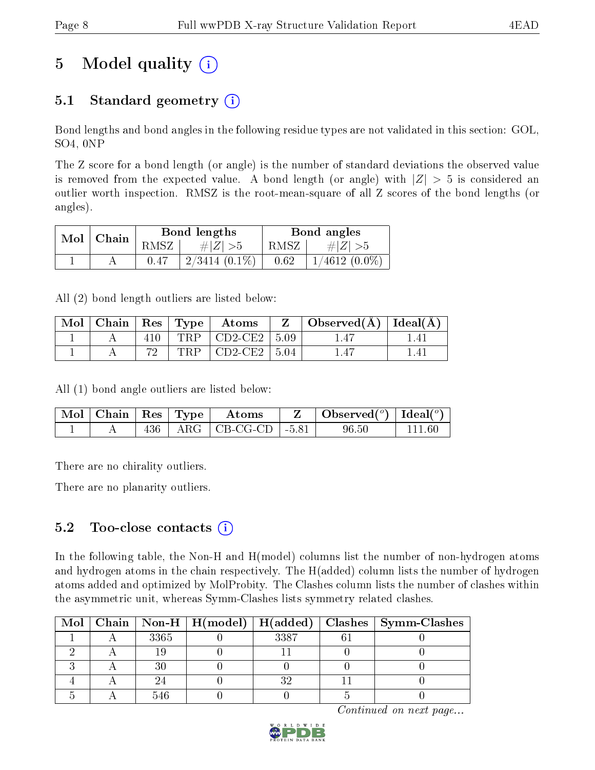# 5 Model quality (i)

## 5.1 Standard geometry (i)

Bond lengths and bond angles in the following residue types are not validated in this section: GOL, SO4, 0NP

The Z score for a bond length (or angle) is the number of standard deviations the observed value is removed from the expected value. A bond length (or angle) with $|Z| > 5$ is considered an outlier worth inspection. RMSZ is the root-mean-square of all Z scores of the bond lengths (or angles).

| Mol | Chain | Bond lengths | | Bond angles | |
|---|---|---|---|---|---|
| | | RMSZ | #$\|Z\|$ >5 | RMSZ | #$\|Z\|$ >5 |
| 1 | A | 0.47 | 2/3414 (0.1%) | 0.62 | 1/4612 (0.0%) |

All (2) bond length outliers are listed below:

| Mol | Chain | Res | Type | Atoms | Z | Observed(Å) | Ideal(Å) |
|---|---|---|---|---|---|---|---|
| 1 | A | 410 | TRP | CD2-CE2 | 5.09 | 1.47 | 1.41 |
| 1 | A | 72 | TRP | CD2-CE2 | 5.04 | 1.47 | 1.41 |

All (1) bond angle outliers are listed below:

| Mol | Chain | Res | Type | Atoms | Z | Observed(°) | Ideal(°) |
|---|---|---|---|---|---|---|---|
| 1 | A | 436 | ARG | CB-CG-CD | -5.81 | 96.50 | 111.60 |

There are no chirality outliers.

There are no planarity outliers.

## 5.2 Too-close contacts (i)

In the following table, the Non-H and H(model) columns list the number of non-hydrogen atoms and hydrogen atoms in the chain respectively. The H(added) column lists the number of hydrogen atoms added and optimized by MolProbity. The Clashes column lists the number of clashes within the asymmetric unit, whereas Symm-Clashes lists symmetry related clashes.

| Mol | Chain | Non-H | H(model) | H(added) | Clashes | Symm-Clashes |
|---|---|---|---|---|---|---|
| 1 | A | 3365 | 0 | 3387 | 61 | 0 |
| 2 | A | 19 | 0 | 11 | 0 | 0 |
| 3 | A | 30 | 0 | 0 | 0 | 0 |
| 4 | A | 24 | 0 | 32 | 11 | 0 |
| 5 | A | 546 | 0 | 0 | 5 | 0 |

*Continued on next page...*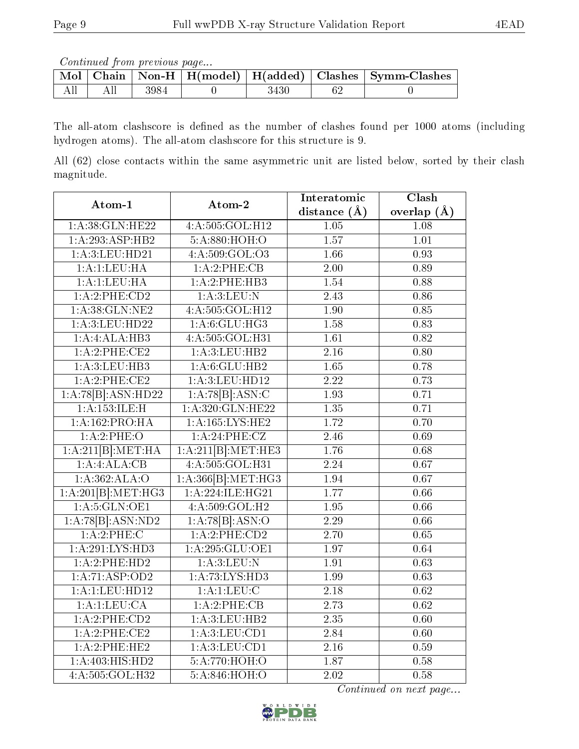*Continued from previous page...*

| Mol | Chain | Non-H | H(model) | H(added) | Clashes | Symm-Clashes |
|---|---|---|---|---|---|---|
| All | All | 3984 | 0 | 3430 | 62 | 0 |

The all-atom clashscore is defined as the number of clashes found per 1000 atoms (including hydrogen atoms). The all-atom clashscore for this structure is 9.

All (62) close contacts within the same asymmetric unit are listed below, sorted by their clash magnitude.

| Atom-1 | Atom-2 | Interatomic distance (Å) | Clash overlap (Å) |
|---|---|---|---|
| 1:A:38:GLN:HE22 | 4:A:505:GOL:H12 | 1.05 | 1.08 |
| 1:A:293:ASP:HB2 | 5:A:880:HOH:O | 1.57 | 1.01 |
| 1:A:3:LEU:HD21 | 4:A:509:GOL:O3 | 1.66 | 0.93 |
| 1:A:1:LEU:HA | 1:A:2:PHE:CB | 2.00 | 0.89 |
| 1:A:1:LEU:HA | 1:A:2:PHE:HB3 | 1.54 | 0.88 |
| 1:A:2:PHE:CD2 | 1:A:3:LEU:N | 2.43 | 0.86 |
| 1:A:38:GLN:NE2 | 4:A:505:GOL:H12 | 1.90 | 0.85 |
| 1:A:3:LEU:HD22 | 1:A:6:GLU:HG3 | 1.58 | 0.83 |
| 1:A:4:ALA:HB3 | 4:A:505:GOL:H31 | 1.61 | 0.82 |
| 1:A:2:PHE:CE2 | 1:A:3:LEU:HB2 | 2.16 | 0.80 |
| 1:A:3:LEU:HB3 | 1:A:6:GLU:HB2 | 1.65 | 0.78 |
| 1:A:2:PHE:CE2 | 1:A:3:LEU:HD12 | 2.22 | 0.73 |
| 1:A:78[B]:ASN:HD22 | 1:A:78[B]:ASN:C | 1.93 | 0.71 |
| 1:A:153:ILE:H | 1:A:320:GLN:HE22 | 1.35 | 0.71 |
| 1:A:162:PRO:HA | 1:A:165:LYS:HE2 | 1.72 | 0.70 |
| 1:A:2:PHE:O | 1:A:24:PHE:CZ | 2.46 | 0.69 |
| 1:A:211[B]:MET:HA | 1:A:211[B]:MET:HE3 | 1.76 | 0.68 |
| 1:A:4:ALA:CB | 4:A:505:GOL:H31 | 2.24 | 0.67 |
| 1:A:362:ALA:O | 1:A:366[B]:MET:HG3 | 1.94 | 0.67 |
| 1:A:201[B]:MET:HG3 | 1:A:224:ILE:HG21 | 1.77 | 0.66 |
| 1:A:5:GLN:OE1 | 4:A:509:GOL:H2 | 1.95 | 0.66 |
| 1:A:78[B]:ASN:ND2 | 1:A:78[B]:ASN:O | 2.29 | 0.66 |
| 1:A:2:PHE:C | 1:A:2:PHE:CD2 | 2.70 | 0.65 |
| 1:A:291:LYS:HD3 | 1:A:295:GLU:OE1 | 1.97 | 0.64 |
| 1:A:2:PHE:HD2 | 1:A:3:LEU:N | 1.91 | 0.63 |
| 1:A:71:ASP:OD2 | 1:A:73:LYS:HD3 | 1.99 | 0.63 |
| 1:A:1:LEU:HD12 | 1:A:1:LEU:C | 2.18 | 0.62 |
| 1:A:1:LEU:CA | 1:A:2:PHE:CB | 2.73 | 0.62 |
| 1:A:2:PHE:CD2 | 1:A:3:LEU:HB2 | 2.35 | 0.60 |
| 1:A:2:PHE:CE2 | 1:A:3:LEU:CD1 | 2.84 | 0.60 |
| 1:A:2:PHE:HE2 | 1:A:3:LEU:CD1 | 2.16 | 0.59 |
| 1:A:403:HIS:HD2 | 5:A:770:HOH:O | 1.87 | 0.58 |
| 4:A:505:GOL:H32 | 5:A:846:HOH:O | 2.02 | 0.58 |

*Continued on next page...*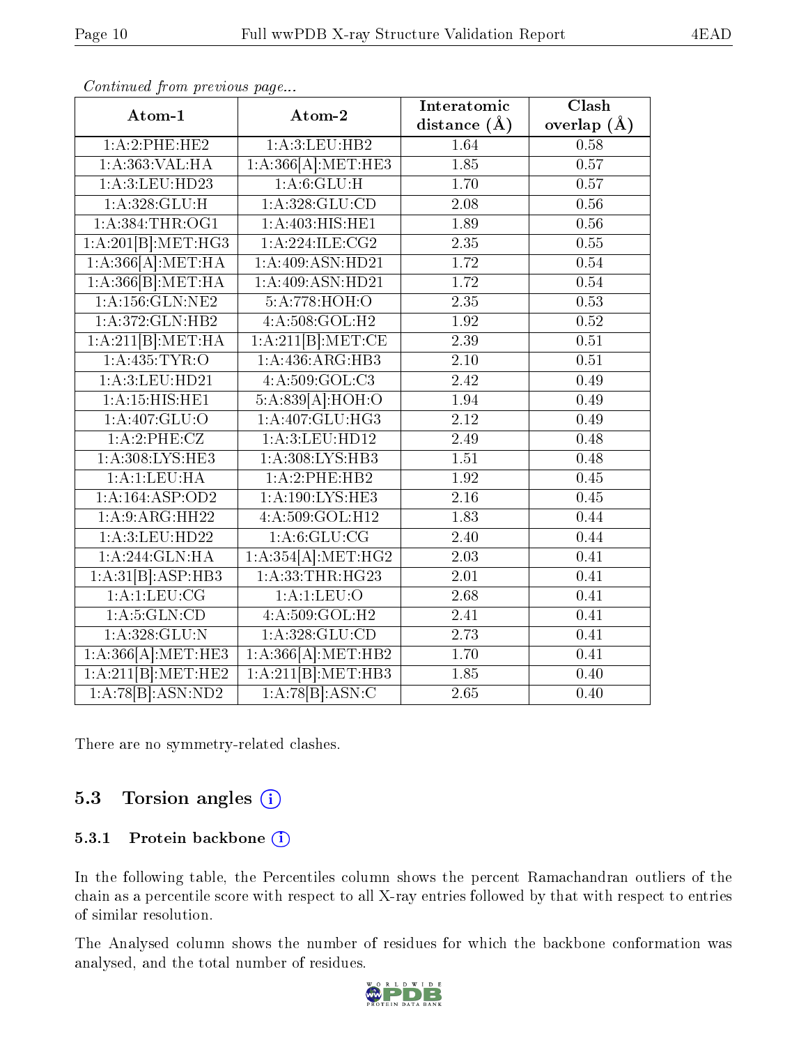*Continued from previous page...*

| Atom-1 | Atom-2 | Interatomic distance (Å) | Clash overlap (Å) |
|---|---|---|---|
| 1:A:2:PHE:HE2 | 1:A:3:LEU:HB2 | 1.64 | 0.58 |
| 1:A:363:VAL:HA | 1:A:366[A]:MET:HE3 | 1.85 | 0.57 |
| 1:A:3:LEU:HD23 | 1:A:6:GLU:H | 1.70 | 0.57 |
| 1:A:328:GLU:H | 1:A:328:GLU:CD | 2.08 | 0.56 |
| 1:A:384:THR:OG1 | 1:A:403:HIS:HE1 | 1.89 | 0.56 |
| 1:A:201[B]:MET:HG3 | 1:A:224:ILE:CG2 | 2.35 | 0.55 |
| 1:A:366[A]:MET:HA | 1:A:409:ASN:HD21 | 1.72 | 0.54 |
| 1:A:366[B]:MET:HA | 1:A:409:ASN:HD21 | 1.72 | 0.54 |
| 1:A:156:GLN:NE2 | 5:A:778:HOH:O | 2.35 | 0.53 |
| 1:A:372:GLN:HB2 | 4:A:508:GOL:H2 | 1.92 | 0.52 |
| 1:A:211[B]:MET:HA | 1:A:211[B]:MET:CE | 2.39 | 0.51 |
| 1:A:435:TYR:O | 1:A:436:ARG:HB3 | 2.10 | 0.51 |
| 1:A:3:LEU:HD21 | 4:A:509:GOL:C3 | 2.42 | 0.49 |
| 1:A:15:HIS:HE1 | 5:A:839[A]:HOH:O | 1.94 | 0.49 |
| 1:A:407:GLU:O | 1:A:407:GLU:HG3 | 2.12 | 0.49 |
| 1:A:2:PHE:CZ | 1:A:3:LEU:HD12 | 2.49 | 0.48 |
| 1:A:308:LYS:HE3 | 1:A:308:LYS:HB3 | 1.51 | 0.48 |
| 1:A:1:LEU:HA | 1:A:2:PHE:HB2 | 1.92 | 0.45 |
| 1:A:164:ASP:OD2 | 1:A:190:LYS:HE3 | 2.16 | 0.45 |
| 1:A:9:ARG:HH22 | 4:A:509:GOL:H12 | 1.83 | 0.44 |
| 1:A:3:LEU:HD22 | 1:A:6:GLU:CG | 2.40 | 0.44 |
| 1:A:244:GLN:HA | 1:A:354[A]:MET:HG2 | 2.03 | 0.41 |
| 1:A:31[B]:ASP:HB3 | 1:A:33:THR:HG23 | 2.01 | 0.41 |
| 1:A:1:LEU:CG | 1:A:1:LEU:O | 2.68 | 0.41 |
| 1:A:5:GLN:CD | 4:A:509:GOL:H2 | 2.41 | 0.41 |
| 1:A:328:GLU:N | 1:A:328:GLU:CD | 2.73 | 0.41 |
| 1:A:366[A]:MET:HE3 | 1:A:366[A]:MET:HB2 | 1.70 | 0.41 |
| 1:A:211[B]:MET:HE2 | 1:A:211[B]:MET:HB3 | 1.85 | 0.40 |
| 1:A:78[B]:ASN:ND2 | 1:A:78[B]:ASN:C | 2.65 | 0.40 |

There are no symmetry-related clashes.

## 5.3 Torsion angles

### 5.3.1 Protein backbone

In the following table, the Percentiles column shows the percent Ramachandran outliers of the chain as a percentile score with respect to all X-ray entries followed by that with respect to entries of similar resolution.

The Analysed column shows the number of residues for which the backbone conformation was analysed, and the total number of residues.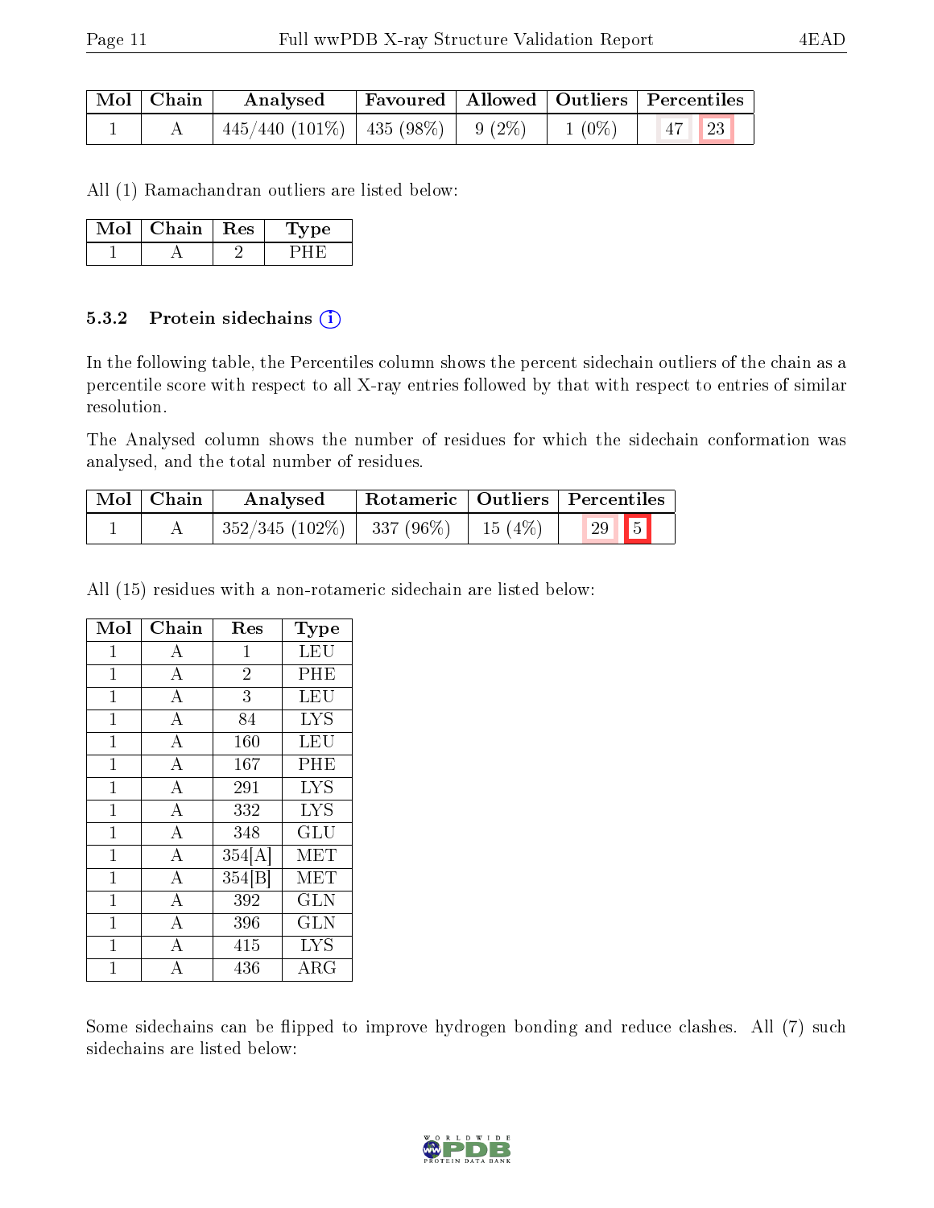| Mol | Chain | Analysed | Favoured | Allowed | Outliers | Percentiles | |
|---|---|---|---|---|---|---|---|
| 1 | A | 445/440 (101%) | 435 (98%) | 9 (2%) | 1 (0%) | 47 | 23 |

All (1) Ramachandran outliers are listed below:

| Mol | Chain | Res | Type |
|---|---|---|---|
| 1 | A | 2 | PHE |

### 5.3.2 Protein sidechains (i)

In the following table, the Percentiles column shows the percent sidechain outliers of the chain as a percentile score with respect to all X-ray entries followed by that with respect to entries of similar resolution.

The Analysed column shows the number of residues for which the sidechain conformation was analysed, and the total number of residues.

| Mol | Chain | Analysed | Rotameric | Outliers | Percentiles | |
|---|---|---|---|---|---|---|
| 1 | A | 352/345 (102%) | 337 (96%) | 15 (4%) | 29 | 5 |

All (15) residues with a non-rotameric sidechain are listed below:

| Mol | Chain | Res | Type |
|---|---|---|---|
| 1 | A | 1 | LEU |
| 1 | A | 2 | PHE |
| 1 | A | 3 | LEU |
| 1 | A | 84 | LYS |
| 1 | A | 160 | LEU |
| 1 | A | 167 | PHE |
| 1 | A | 291 | LYS |
| 1 | A | 332 | LYS |
| 1 | A | 348 | GLU |
| 1 | A | 354[A] | MET |
| 1 | A | 354[B] | MET |
| 1 | A | 392 | GLN |
| 1 | A | 396 | GLN |
| 1 | A | 415 | LYS |
| 1 | A | 436 | ARG |

Some sidechains can be flipped to improve hydrogen bonding and reduce clashes. All (7) such sidechains are listed below: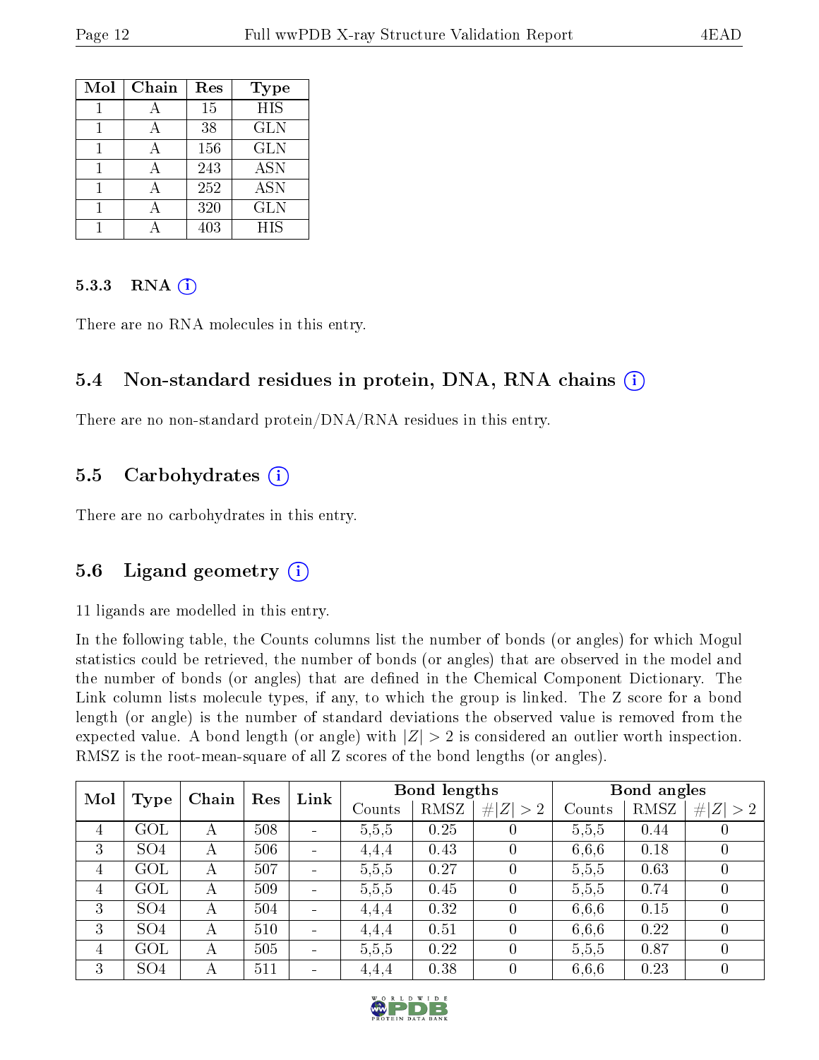| Mol | Chain | Res | Type |
| --- | --- | --- | --- |
| 1 | A | 15 | HIS |
| 1 | A | 38 | GLN |
| 1 | A | 156 | GLN |
| 1 | A | 243 | ASN |
| 1 | A | 252 | ASN |
| 1 | A | 320 | GLN |
| 1 | A | 403 | HIS |

#### 5.3.3 RNA

There are no RNA molecules in this entry.

### 5.4 Non-standard residues in protein, DNA, RNA chains

There are no non-standard protein/DNA/RNA residues in this entry.

### 5.5 Carbohydrates

There are no carbohydrates in this entry.

### 5.6 Ligand geometry

11 ligands are modelled in this entry.

In the following table, the Counts columns list the number of bonds (or angles) for which Mogul statistics could be retrieved, the number of bonds (or angles) that are observed in the model and the number of bonds (or angles) that are defined in the Chemical Component Dictionary. The Link column lists molecule types, if any, to which the group is linked. The Z score for a bond length (or angle) is the number of standard deviations the observed value is removed from the expected value. A bond length (or angle) with $|Z| > 2$ is considered an outlier worth inspection. RMSZ is the root-mean-square of all Z scores of the bond lengths (or angles).

| Mol | Type | Chain | Res | Link | Bond lengths | | | Bond angles | | |
| --- | --- | --- | --- | --- | --- | --- | --- | --- | --- | --- |
| | | | | | Counts | RMSZ | $\#\|Z\| > 2$ | Counts | RMSZ | $\#\|Z\| > 2$ |
| 4 | GOL | A | 508 | - | 5,5,5 | 0.25 | 0 | 5,5,5 | 0.44 | 0 |
| 3 | SO4 | A | 506 | - | 4,4,4 | 0.43 | 0 | 6,6,6 | 0.18 | 0 |
| 4 | GOL | A | 507 | - | 5,5,5 | 0.27 | 0 | 5,5,5 | 0.63 | 0 |
| 4 | GOL | A | 509 | - | 5,5,5 | 0.45 | 0 | 5,5,5 | 0.74 | 0 |
| 3 | SO4 | A | 504 | - | 4,4,4 | 0.32 | 0 | 6,6,6 | 0.15 | 0 |
| 3 | SO4 | A | 510 | - | 4,4,4 | 0.51 | 0 | 6,6,6 | 0.22 | 0 |
| 4 | GOL | A | 505 | - | 5,5,5 | 0.22 | 0 | 5,5,5 | 0.87 | 0 |
| 3 | SO4 | A | 511 | - | 4,4,4 | 0.38 | 0 | 6,6,6 | 0.23 | 0 |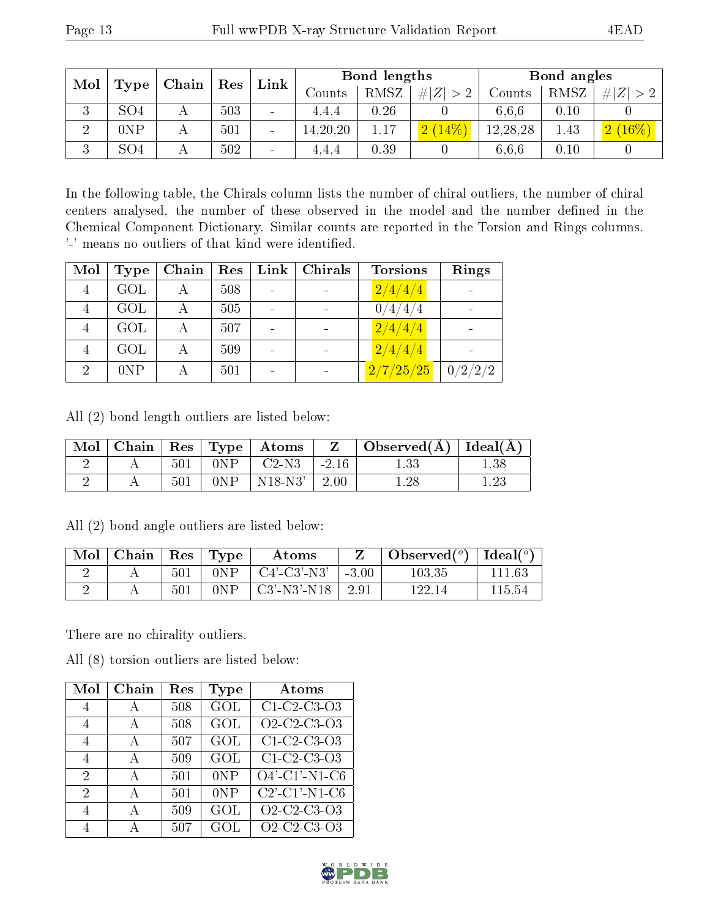| Mol | Type | Chain | Res | Link | Bond lengths | | | Bond angles | | |
|---|---|---|---|---|---|---|---|---|---|---|
| | | | | | Counts | RMSZ | #\|Z\| > 2 | Counts | RMSZ | #\|Z\| > 2 |
| 3 | SO4 | A | 503 | - | 4,4,4 | 0.26 | 0 | 6,6,6 | 0.10 | 0 |
| 2 | 0NP | A | 501 | - | 14,20,20 | 1.17 | 2 (14%) | 12,28,28 | 1.43 | 2 (16%) |
| 3 | SO4 | A | 502 | - | 4,4,4 | 0.39 | 0 | 6,6,6 | 0.10 | 0 |

In the following table, the Chirals column lists the number of chiral outliers, the number of chiral centers analysed, the number of these observed in the model and the number defined in the Chemical Component Dictionary. Similar counts are reported in the Torsion and Rings columns. '-' means no outliers of that kind were identified.

| Mol | Type | Chain | Res | Link | Chirals | Torsions | Rings |
|---|---|---|---|---|---|---|---|
| 4 | GOL | A | 508 | - | - | 2/4/4/4 | - |
| 4 | GOL | A | 505 | - | - | 0/4/4/4 | - |
| 4 | GOL | A | 507 | - | - | 2/4/4/4 | - |
| 4 | GOL | A | 509 | - | - | 2/4/4/4 | - |
| 2 | 0NP | A | 501 | - | - | 2/7/25/25 | 0/2/2/2 |

All (2) bond length outliers are listed below:

| Mol | Chain | Res | Type | Atoms | Z | Observed(Å) | Ideal(Å) |
|---|---|---|---|---|---|---|---|
| 2 | A | 501 | 0NP | C2-N3 | -2.16 | 1.33 | 1.38 |
| 2 | A | 501 | 0NP | N18-N3' | 2.00 | 1.28 | 1.23 |

All (2) bond angle outliers are listed below:

| Mol | Chain | Res | Type | Atoms | Z | Observed(°) | Ideal(°) |
|---|---|---|---|---|---|---|---|
| 2 | A | 501 | 0NP | C4'-C3'-N3' | -3.00 | 103.35 | 111.63 |
| 2 | A | 501 | 0NP | C3'-N3'-N18 | 2.91 | 122.14 | 115.54 |

There are no chirality outliers.

All (8) torsion outliers are listed below:

| Mol | Chain | Res | Type | Atoms |
|---|---|---|---|---|
| 4 | A | 508 | GOL | C1-C2-C3-O3 |
| 4 | A | 508 | GOL | O2-C2-C3-O3 |
| 4 | A | 507 | GOL | C1-C2-C3-O3 |
| 4 | A | 509 | GOL | C1-C2-C3-O3 |
| 2 | A | 501 | 0NP | O4'-C1'-N1-C6 |
| 2 | A | 501 | 0NP | C2'-C1'-N1-C6 |
| 4 | A | 509 | GOL | O2-C2-C3-O3 |
| 4 | A | 507 | GOL | O2-C2-C3-O3 |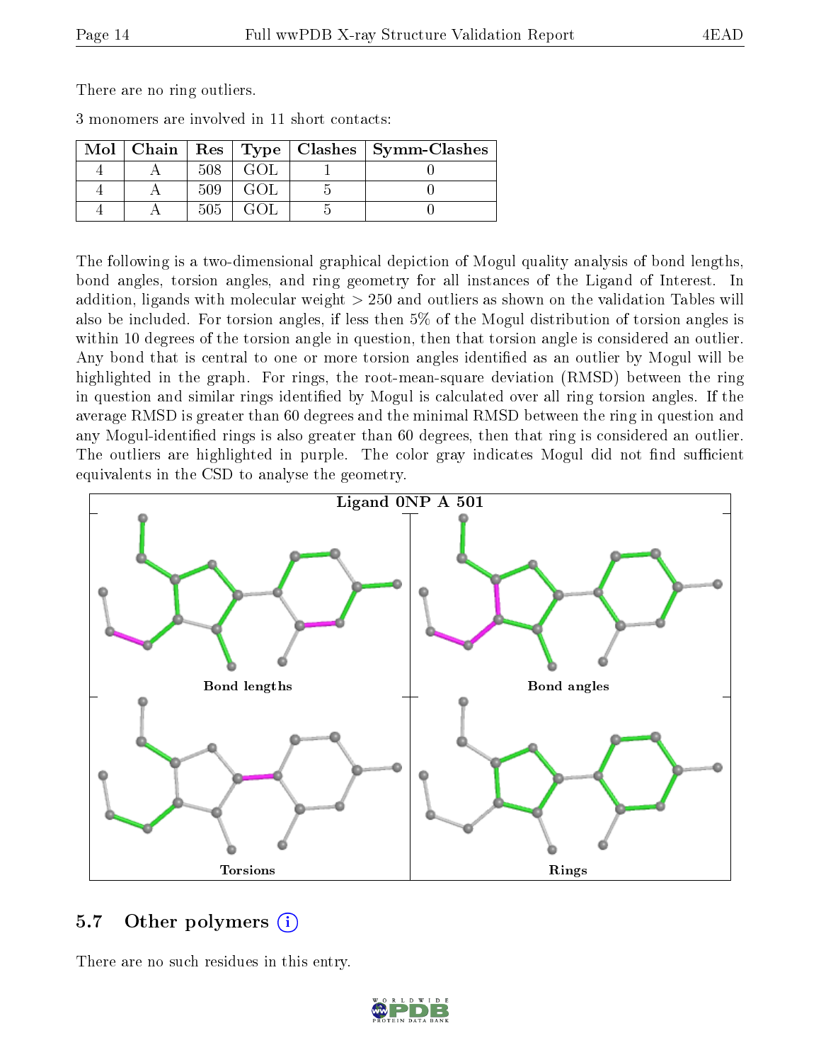There are no ring outliers.

3 monomers are involved in 11 short contacts:

| Mol | Chain | Res | Type | Clashes | Symm-Clashes |
|---|---|---|---|---|---|
| 4 | A | 508 | GOL | 1 | 0 |
| 4 | A | 509 | GOL | 5 | 0 |
| 4 | A | 505 | GOL | 5 | 0 |

The following is a two-dimensional graphical depiction of Mogul quality analysis of bond lengths, bond angles, torsion angles, and ring geometry for all instances of the Ligand of Interest. In addition, ligands with molecular weight > 250 and outliers as shown on the validation Tables will also be included. For torsion angles, if less then 5% of the Mogul distribution of torsion angles is within 10 degrees of the torsion angle in question, then that torsion angle is considered an outlier. Any bond that is central to one or more torsion angles identified as an outlier by Mogul will be highlighted in the graph. For rings, the root-mean-square deviation (RMSD) between the ring in question and similar rings identified by Mogul is calculated over all ring torsion angles. If the average RMSD is greater than 60 degrees and the minimal RMSD between the ring in question and any Mogul-identified rings is also greater than 60 degrees, then that ring is considered an outlier. The outliers are highlighted in purple. The color gray indicates Mogul did not find sufficient equivalents in the CSD to analyse the geometry.

Ligand 0NP A 501

Bond lengths

Bond angles

Torsions

Rings

## 5.7 Other polymers

There are no such residues in this entry.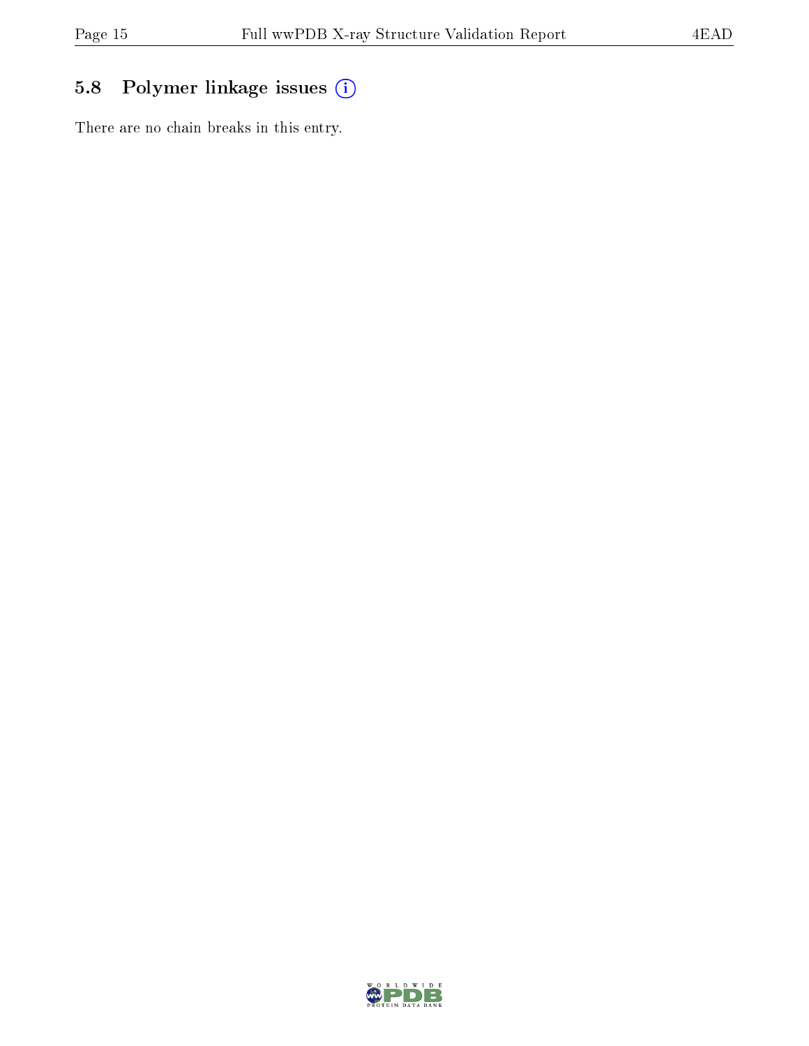## 5.8 Polymer linkage issues

There are no chain breaks in this entry.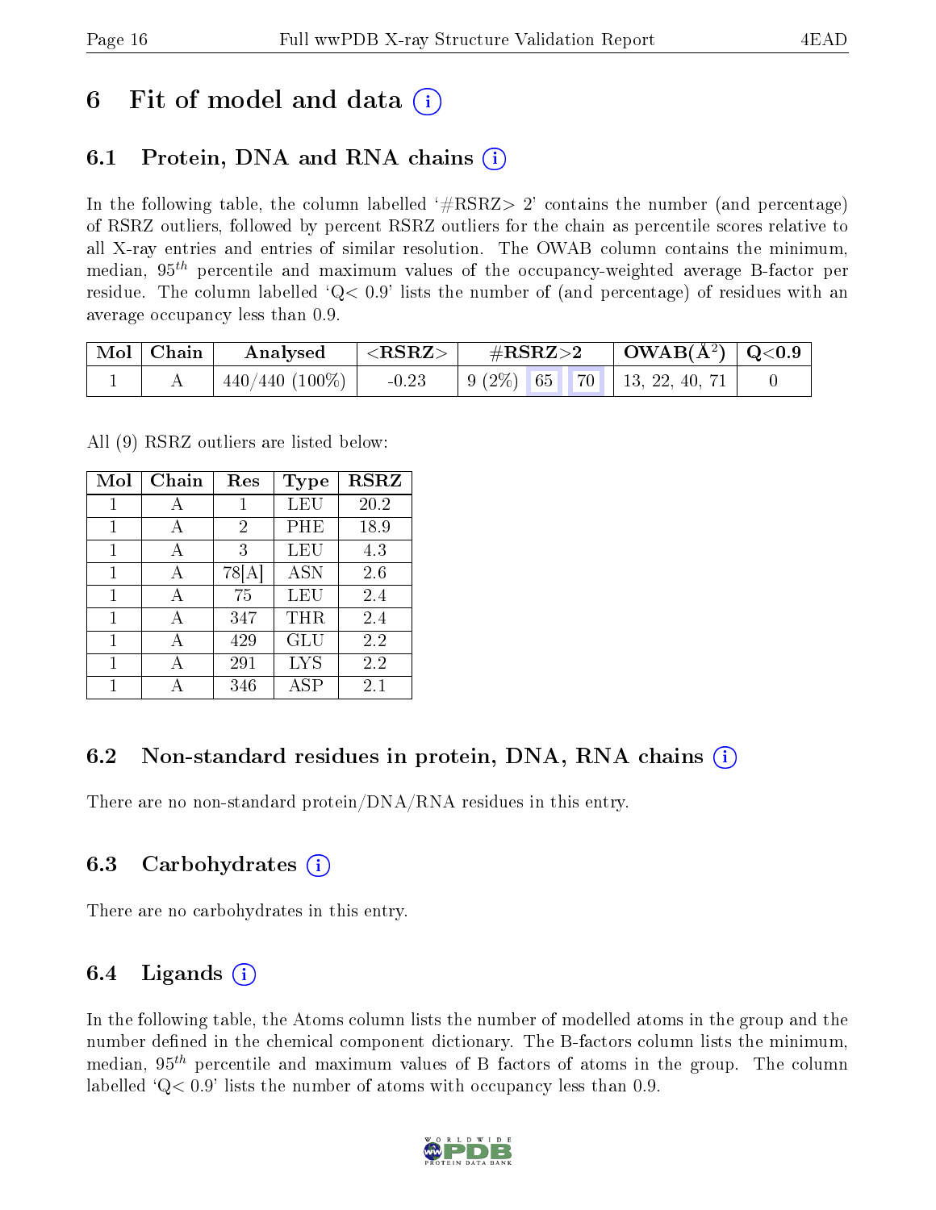# 6 Fit of model and data (i)

## 6.1 Protein, DNA and RNA chains (i)

In the following table, the column labelled '#RSRZ> 2' contains the number (and percentage) of RSRZ outliers, followed by percent RSRZ outliers for the chain as percentile scores relative to all X-ray entries and entries of similar resolution. The OWAB column contains the minimum, median, $95^{th}$ percentile and maximum values of the occupancy-weighted average B-factor per residue. The column labelled 'Q< 0.9' lists the number of (and percentage) of residues with an average occupancy less than 0.9.

| Mol | Chain | Analysed | <RSRZ> | #RSRZ>2 | | | OWAB(Å$^2$) | Q<0.9 |
|---|---|---|---|---|---|---|---|---|
| 1 | A | 440/440 (100%) | -0.23 | 9 (2%) | 65 | 70 | 13, 22, 40, 71 | 0 |

All (9) RSRZ outliers are listed below:

| Mol | Chain | Res | Type | RSRZ |
|---|---|---|---|---|
| 1 | A | 1 | LEU | 20.2 |
| 1 | A | 2 | PHE | 18.9 |
| 1 | A | 3 | LEU | 4.3 |
| 1 | A | 78[A] | ASN | 2.6 |
| 1 | A | 75 | LEU | 2.4 |
| 1 | A | 347 | THR | 2.4 |
| 1 | A | 429 | GLU | 2.2 |
| 1 | A | 291 | LYS | 2.2 |
| 1 | A | 346 | ASP | 2.1 |

## 6.2 Non-standard residues in protein, DNA, RNA chains (i)

There are no non-standard protein/DNA/RNA residues in this entry.

## 6.3 Carbohydrates (i)

There are no carbohydrates in this entry.

## 6.4 Ligands (i)

In the following table, the Atoms column lists the number of modelled atoms in the group and the number defined in the chemical component dictionary. The B-factors column lists the minimum, median, $95^{th}$ percentile and maximum values of B factors of atoms in the group. The column labelled 'Q< 0.9' lists the number of atoms with occupancy less than 0.9.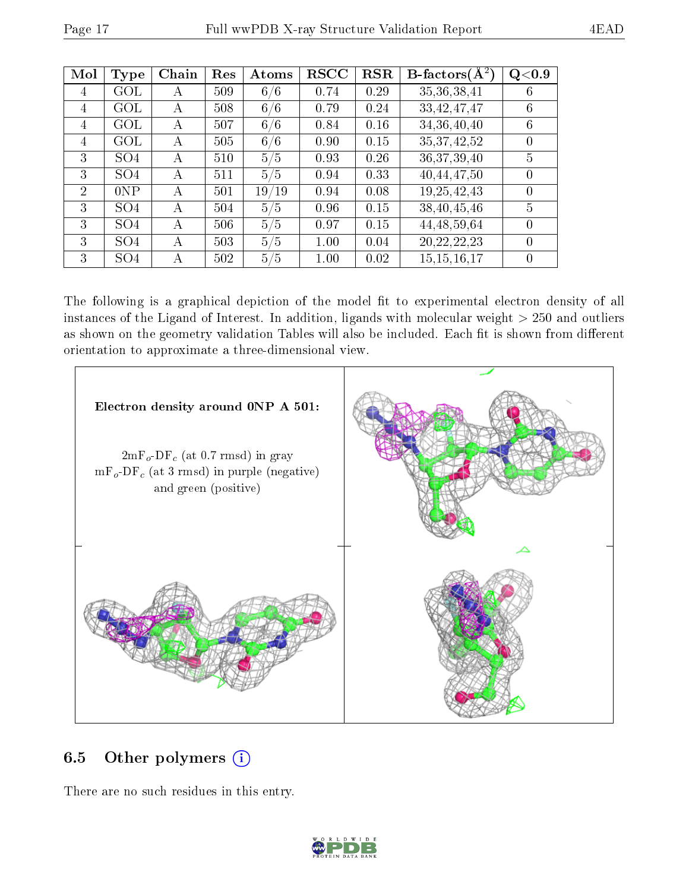| Mol | Type | Chain | Res | Atoms | RSCC | RSR | B-factors($Å^2$) | Q<0.9 |
|---|---|---|---|---|---|---|---|---|
| 4 | GOL | A | 509 | 6/6 | 0.74 | 0.29 | 35,36,38,41 | 6 |
| 4 | GOL | A | 508 | 6/6 | 0.79 | 0.24 | 33,42,47,47 | 6 |
| 4 | GOL | A | 507 | 6/6 | 0.84 | 0.16 | 34,36,40,40 | 6 |
| 4 | GOL | A | 505 | 6/6 | 0.90 | 0.15 | 35,37,42,52 | 0 |
| 3 | SO4 | A | 510 | 5/5 | 0.93 | 0.26 | 36,37,39,40 | 5 |
| 3 | SO4 | A | 511 | 5/5 | 0.94 | 0.33 | 40,44,47,50 | 0 |
| 2 | 0NP | A | 501 | 19/19 | 0.94 | 0.08 | 19,25,42,43 | 0 |
| 3 | SO4 | A | 504 | 5/5 | 0.96 | 0.15 | 38,40,45,46 | 5 |
| 3 | SO4 | A | 506 | 5/5 | 0.97 | 0.15 | 44,48,59,64 | 0 |
| 3 | SO4 | A | 503 | 5/5 | 1.00 | 0.04 | 20,22,22,23 | 0 |
| 3 | SO4 | A | 502 | 5/5 | 1.00 | 0.02 | 15,15,16,17 | 0 |

The following is a graphical depiction of the model fit to experimental electron density of all instances of the Ligand of Interest. In addition, ligands with molecular weight > 250 and outliers as shown on the geometry validation Tables will also be included. Each fit is shown from different orientation to approximate a three-dimensional view.

**Electron density around 0NP A 501:**

$2mF_o$-$DF_c$ (at 0.7 rmsd) in gray
$mF_o$-$DF_c$ (at 3 rmsd) in purple (negative) and green (positive)

## 6.5 Other polymers

There are no such residues in this entry.